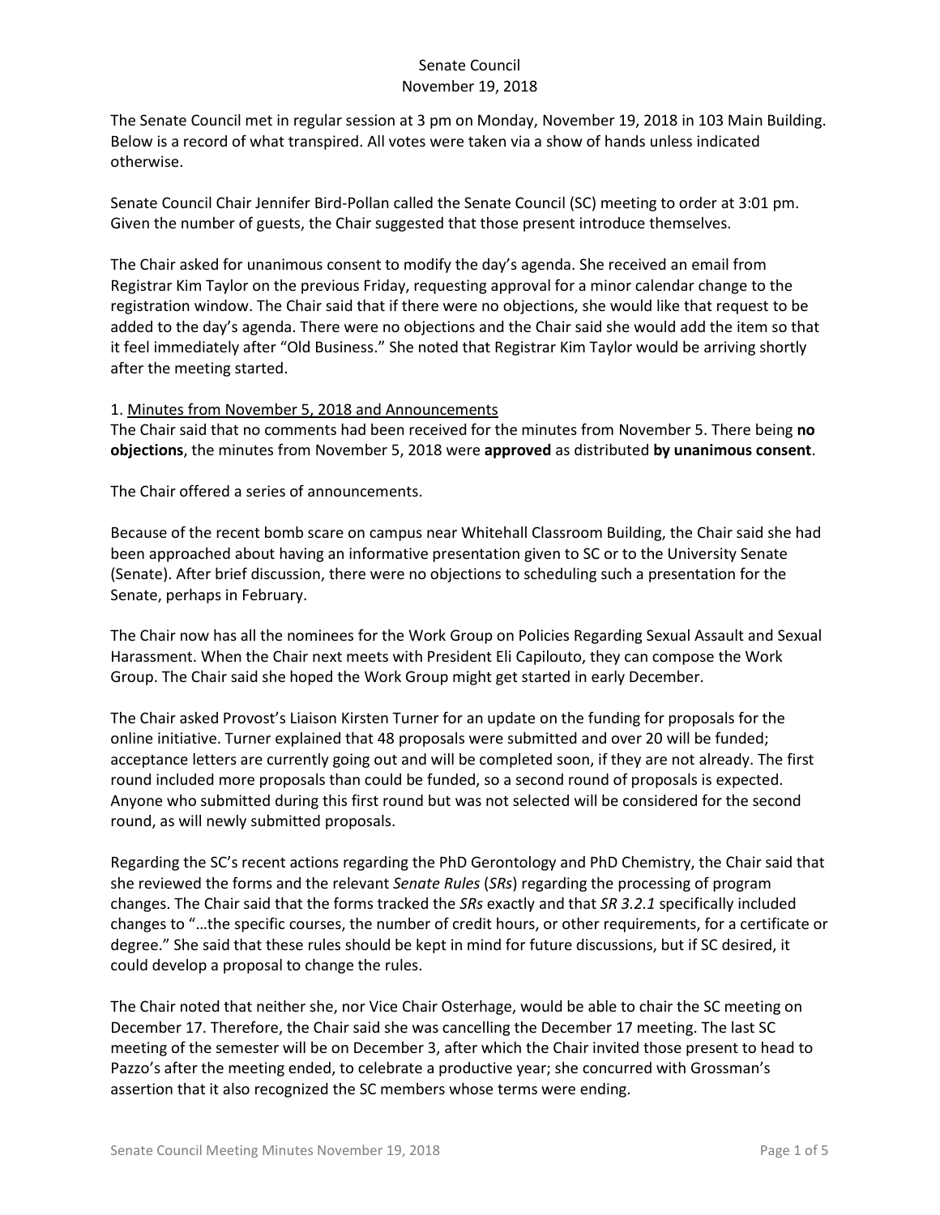Senate Council
November 19, 2018

The Senate Council met in regular session at 3 pm on Monday, November 19, 2018 in 103 Main Building. Below is a record of what transpired. All votes were taken via a show of hands unless indicated otherwise.

Senate Council Chair Jennifer Bird-Pollan called the Senate Council (SC) meeting to order at 3:01 pm. Given the number of guests, the Chair suggested that those present introduce themselves.

The Chair asked for unanimous consent to modify the day's agenda. She received an email from Registrar Kim Taylor on the previous Friday, requesting approval for a minor calendar change to the registration window. The Chair said that if there were no objections, she would like that request to be added to the day's agenda. There were no objections and the Chair said she would add the item so that it feel immediately after "Old Business." She noted that Registrar Kim Taylor would be arriving shortly after the meeting started.

1. Minutes from November 5, 2018 and Announcements

The Chair said that no comments had been received for the minutes from November 5. There being **no objections**, the minutes from November 5, 2018 were **approved** as distributed **by unanimous consent**.

The Chair offered a series of announcements.

Because of the recent bomb scare on campus near Whitehall Classroom Building, the Chair said she had been approached about having an informative presentation given to SC or to the University Senate (Senate). After brief discussion, there were no objections to scheduling such a presentation for the Senate, perhaps in February.

The Chair now has all the nominees for the Work Group on Policies Regarding Sexual Assault and Sexual Harassment. When the Chair next meets with President Eli Capilouto, they can compose the Work Group. The Chair said she hoped the Work Group might get started in early December.

The Chair asked Provost's Liaison Kirsten Turner for an update on the funding for proposals for the online initiative. Turner explained that 48 proposals were submitted and over 20 will be funded; acceptance letters are currently going out and will be completed soon, if they are not already. The first round included more proposals than could be funded, so a second round of proposals is expected. Anyone who submitted during this first round but was not selected will be considered for the second round, as will newly submitted proposals.

Regarding the SC's recent actions regarding the PhD Gerontology and PhD Chemistry, the Chair said that she reviewed the forms and the relevant *Senate Rules* (*SRs*) regarding the processing of program changes. The Chair said that the forms tracked the *SRs* exactly and that *SR 3.2.1* specifically included changes to "…the specific courses, the number of credit hours, or other requirements, for a certificate or degree." She said that these rules should be kept in mind for future discussions, but if SC desired, it could develop a proposal to change the rules.

The Chair noted that neither she, nor Vice Chair Osterhage, would be able to chair the SC meeting on December 17. Therefore, the Chair said she was cancelling the December 17 meeting. The last SC meeting of the semester will be on December 3, after which the Chair invited those present to head to Pazzo's after the meeting ended, to celebrate a productive year; she concurred with Grossman's assertion that it also recognized the SC members whose terms were ending.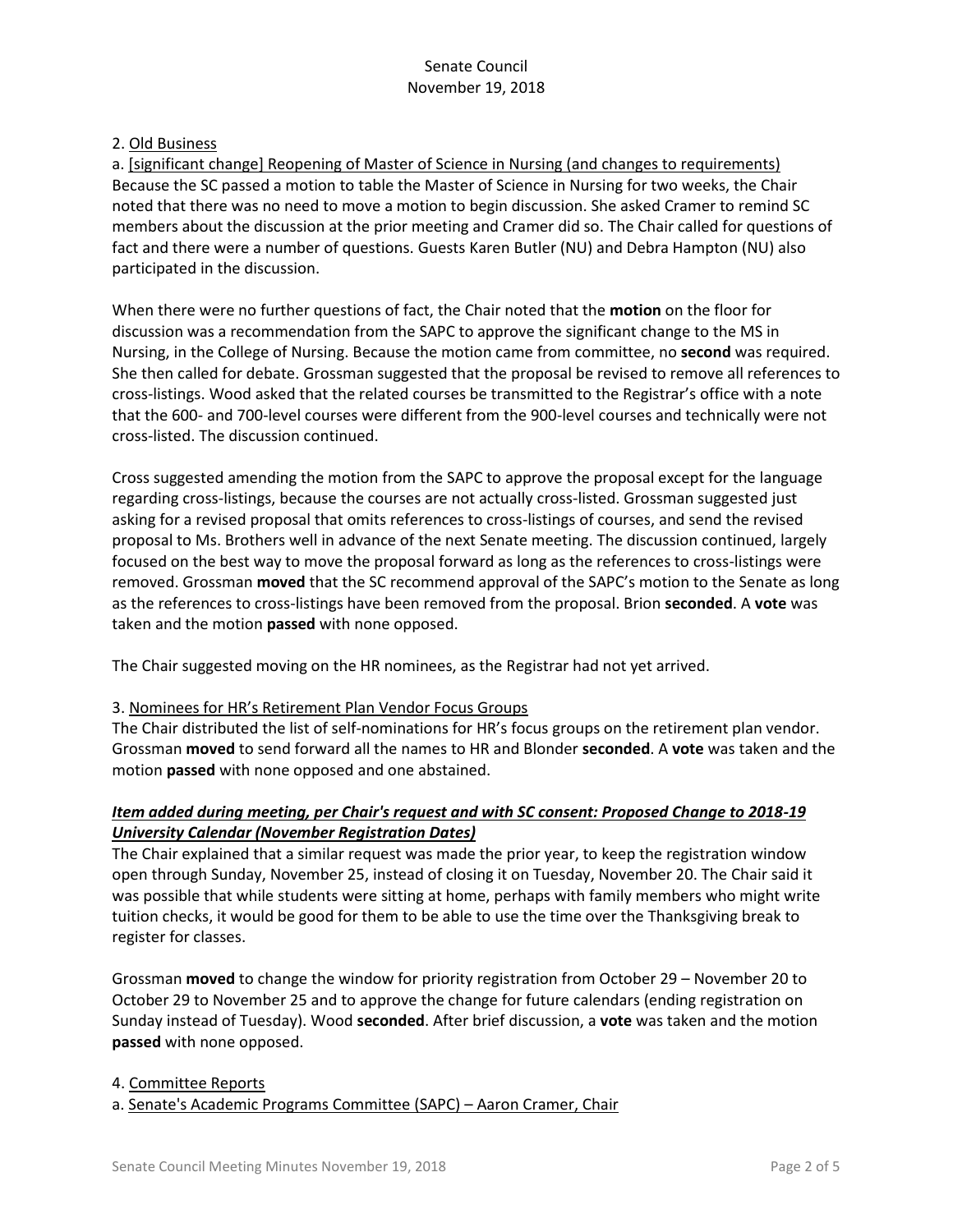2. Old Business

a. [significant change] Reopening of Master of Science in Nursing (and changes to requirements)

Because the SC passed a motion to table the Master of Science in Nursing for two weeks, the Chair noted that there was no need to move a motion to begin discussion. She asked Cramer to remind SC members about the discussion at the prior meeting and Cramer did so. The Chair called for questions of fact and there were a number of questions. Guests Karen Butler (NU) and Debra Hampton (NU) also participated in the discussion.

When there were no further questions of fact, the Chair noted that the **motion** on the floor for discussion was a recommendation from the SAPC to approve the significant change to the MS in Nursing, in the College of Nursing. Because the motion came from committee, no **second** was required. She then called for debate. Grossman suggested that the proposal be revised to remove all references to cross-listings. Wood asked that the related courses be transmitted to the Registrar's office with a note that the 600- and 700-level courses were different from the 900-level courses and technically were not cross-listed. The discussion continued.

Cross suggested amending the motion from the SAPC to approve the proposal except for the language regarding cross-listings, because the courses are not actually cross-listed. Grossman suggested just asking for a revised proposal that omits references to cross-listings of courses, and send the revised proposal to Ms. Brothers well in advance of the next Senate meeting. The discussion continued, largely focused on the best way to move the proposal forward as long as the references to cross-listings were removed. Grossman **moved** that the SC recommend approval of the SAPC's motion to the Senate as long as the references to cross-listings have been removed from the proposal. Brion **seconded**. A **vote** was taken and the motion **passed** with none opposed.

The Chair suggested moving on the HR nominees, as the Registrar had not yet arrived.

3. Nominees for HR's Retirement Plan Vendor Focus Groups

The Chair distributed the list of self-nominations for HR's focus groups on the retirement plan vendor. Grossman **moved** to send forward all the names to HR and Blonder **seconded**. A **vote** was taken and the motion **passed** with none opposed and one abstained.

***Item added during meeting, per Chair's request and with SC consent: Proposed Change to 2018-19 University Calendar (November Registration Dates)***

The Chair explained that a similar request was made the prior year, to keep the registration window open through Sunday, November 25, instead of closing it on Tuesday, November 20. The Chair said it was possible that while students were sitting at home, perhaps with family members who might write tuition checks, it would be good for them to be able to use the time over the Thanksgiving break to register for classes.

Grossman **moved** to change the window for priority registration from October 29 – November 20 to October 29 to November 25 and to approve the change for future calendars (ending registration on Sunday instead of Tuesday). Wood **seconded**. After brief discussion, a **vote** was taken and the motion **passed** with none opposed.

4. Committee Reports

a. Senate's Academic Programs Committee (SAPC) – Aaron Cramer, Chair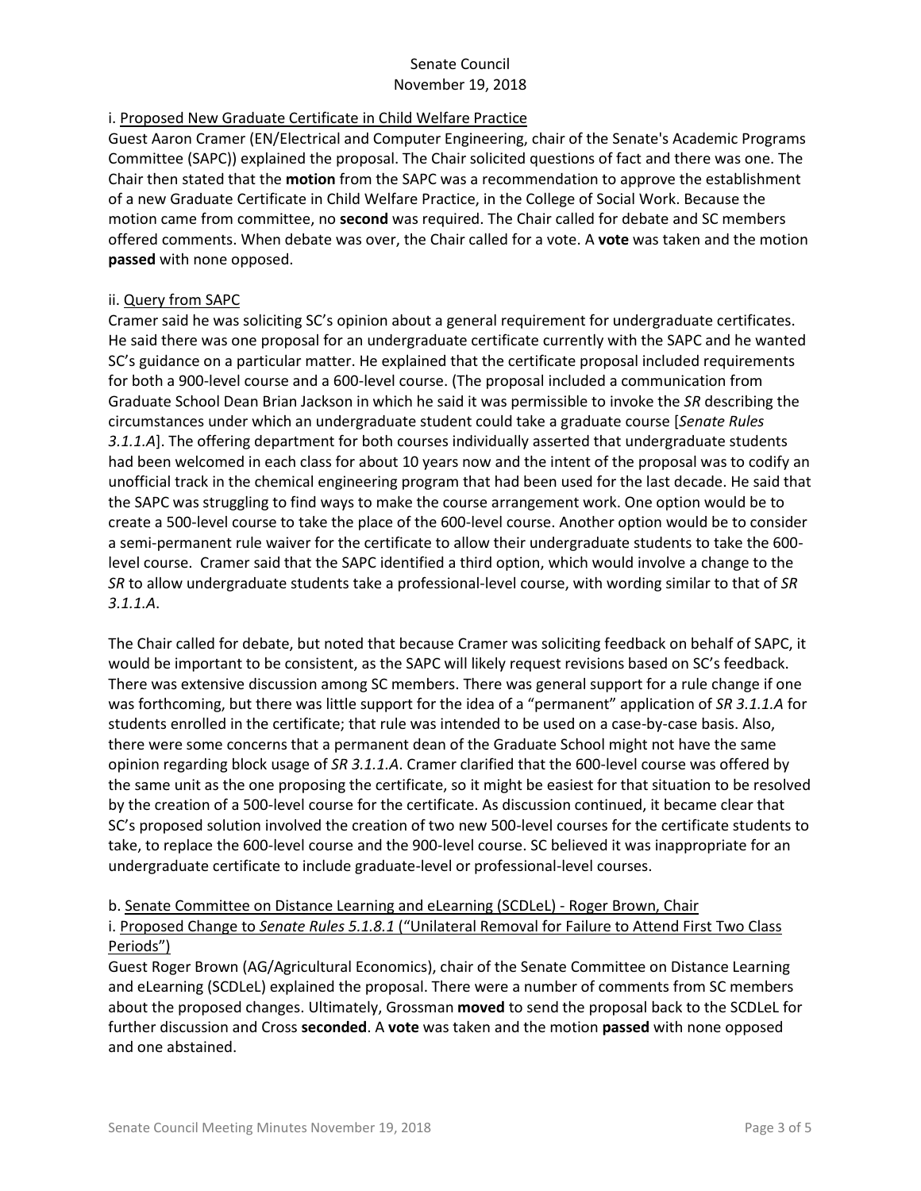i. Proposed New Graduate Certificate in Child Welfare Practice

Guest Aaron Cramer (EN/Electrical and Computer Engineering, chair of the Senate's Academic Programs Committee (SAPC)) explained the proposal. The Chair solicited questions of fact and there was one. The Chair then stated that the **motion** from the SAPC was a recommendation to approve the establishment of a new Graduate Certificate in Child Welfare Practice, in the College of Social Work. Because the motion came from committee, no **second** was required. The Chair called for debate and SC members offered comments. When debate was over, the Chair called for a vote. A **vote** was taken and the motion **passed** with none opposed.

ii. Query from SAPC

Cramer said he was soliciting SC's opinion about a general requirement for undergraduate certificates. He said there was one proposal for an undergraduate certificate currently with the SAPC and he wanted SC's guidance on a particular matter. He explained that the certificate proposal included requirements for both a 900-level course and a 600-level course. (The proposal included a communication from Graduate School Dean Brian Jackson in which he said it was permissible to invoke the *SR* describing the circumstances under which an undergraduate student could take a graduate course [*Senate Rules 3.1.1.A*]. The offering department for both courses individually asserted that undergraduate students had been welcomed in each class for about 10 years now and the intent of the proposal was to codify an unofficial track in the chemical engineering program that had been used for the last decade. He said that the SAPC was struggling to find ways to make the course arrangement work. One option would be to create a 500-level course to take the place of the 600-level course. Another option would be to consider a semi-permanent rule waiver for the certificate to allow their undergraduate students to take the 600-level course. Cramer said that the SAPC identified a third option, which would involve a change to the *SR* to allow undergraduate students take a professional-level course, with wording similar to that of *SR 3.1.1.A*.

The Chair called for debate, but noted that because Cramer was soliciting feedback on behalf of SAPC, it would be important to be consistent, as the SAPC will likely request revisions based on SC's feedback. There was extensive discussion among SC members. There was general support for a rule change if one was forthcoming, but there was little support for the idea of a "permanent" application of *SR 3.1.1.A* for students enrolled in the certificate; that rule was intended to be used on a case-by-case basis. Also, there were some concerns that a permanent dean of the Graduate School might not have the same opinion regarding block usage of *SR 3.1.1.A*. Cramer clarified that the 600-level course was offered by the same unit as the one proposing the certificate, so it might be easiest for that situation to be resolved by the creation of a 500-level course for the certificate. As discussion continued, it became clear that SC's proposed solution involved the creation of two new 500-level courses for the certificate students to take, to replace the 600-level course and the 900-level course. SC believed it was inappropriate for an undergraduate certificate to include graduate-level or professional-level courses.

b. Senate Committee on Distance Learning and eLearning (SCDLeL) - Roger Brown, Chair

i. Proposed Change to *Senate Rules 5.1.8.1* ("Unilateral Removal for Failure to Attend First Two Class Periods")

Guest Roger Brown (AG/Agricultural Economics), chair of the Senate Committee on Distance Learning and eLearning (SCDLeL) explained the proposal. There were a number of comments from SC members about the proposed changes. Ultimately, Grossman **moved** to send the proposal back to the SCDLeL for further discussion and Cross **seconded**. A **vote** was taken and the motion **passed** with none opposed and one abstained.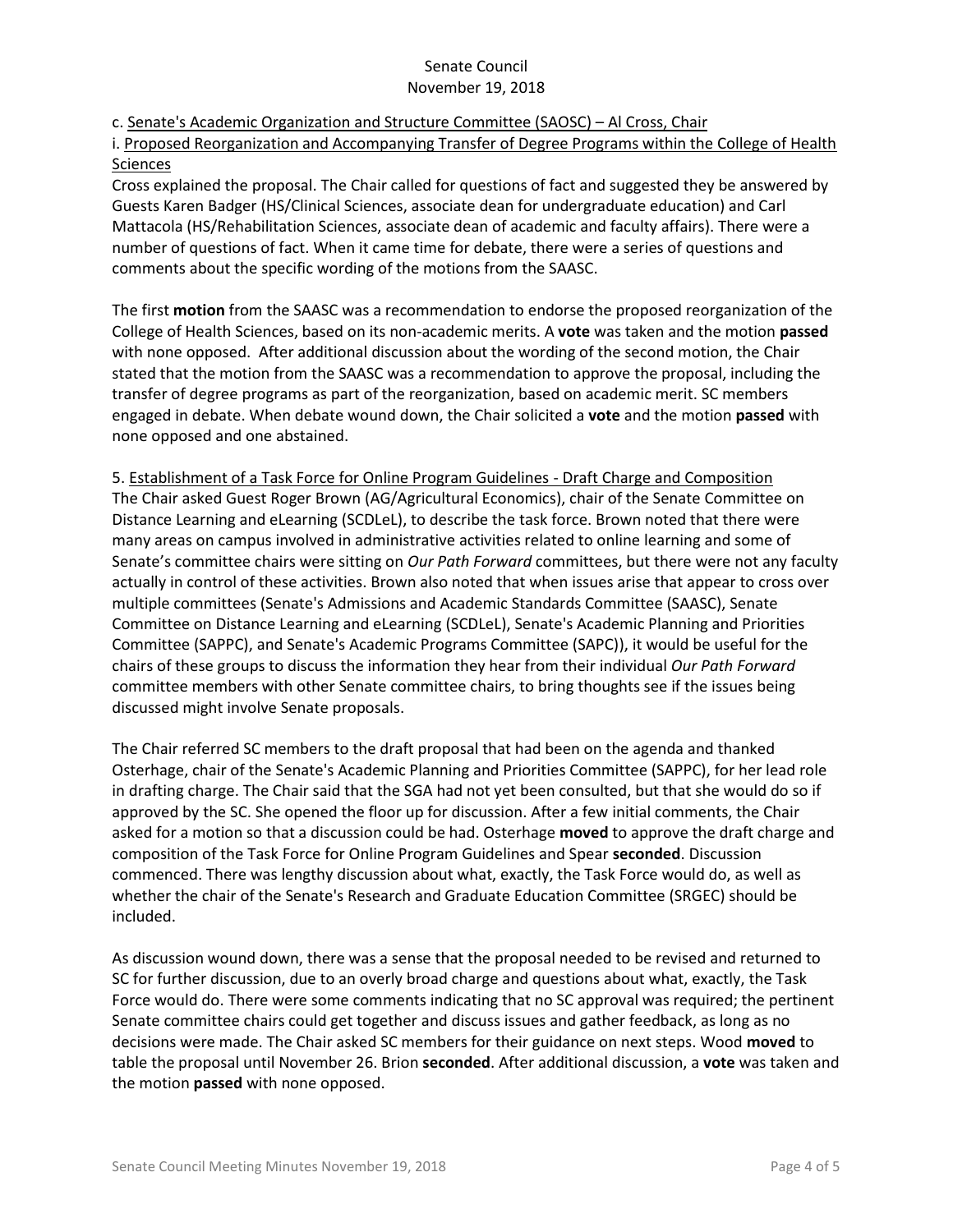c. <u>Senate's Academic Organization and Structure Committee (SAOSC) – Al Cross, Chair</u>

i. <u>Proposed Reorganization and Accompanying Transfer of Degree Programs within the College of Health Sciences</u>

Cross explained the proposal. The Chair called for questions of fact and suggested they be answered by Guests Karen Badger (HS/Clinical Sciences, associate dean for undergraduate education) and Carl Mattacola (HS/Rehabilitation Sciences, associate dean of academic and faculty affairs). There were a number of questions of fact. When it came time for debate, there were a series of questions and comments about the specific wording of the motions from the SAASC.

The first **motion** from the SAASC was a recommendation to endorse the proposed reorganization of the College of Health Sciences, based on its non-academic merits. A **vote** was taken and the motion **passed** with none opposed. After additional discussion about the wording of the second motion, the Chair stated that the motion from the SAASC was a recommendation to approve the proposal, including the transfer of degree programs as part of the reorganization, based on academic merit. SC members engaged in debate. When debate wound down, the Chair solicited a **vote** and the motion **passed** with none opposed and one abstained.

5. <u>Establishment of a Task Force for Online Program Guidelines - Draft Charge and Composition</u>

The Chair asked Guest Roger Brown (AG/Agricultural Economics), chair of the Senate Committee on Distance Learning and eLearning (SCDLeL), to describe the task force. Brown noted that there were many areas on campus involved in administrative activities related to online learning and some of Senate's committee chairs were sitting on *Our Path Forward* committees, but there were not any faculty actually in control of these activities. Brown also noted that when issues arise that appear to cross over multiple committees (Senate's Admissions and Academic Standards Committee (SAASC), Senate Committee on Distance Learning and eLearning (SCDLeL), Senate's Academic Planning and Priorities Committee (SAPPC), and Senate's Academic Programs Committee (SAPC)), it would be useful for the chairs of these groups to discuss the information they hear from their individual *Our Path Forward* committee members with other Senate committee chairs, to bring thoughts see if the issues being discussed might involve Senate proposals.

The Chair referred SC members to the draft proposal that had been on the agenda and thanked Osterhage, chair of the Senate's Academic Planning and Priorities Committee (SAPPC), for her lead role in drafting charge. The Chair said that the SGA had not yet been consulted, but that she would do so if approved by the SC. She opened the floor up for discussion. After a few initial comments, the Chair asked for a motion so that a discussion could be had. Osterhage **moved** to approve the draft charge and composition of the Task Force for Online Program Guidelines and Spear **seconded**. Discussion commenced. There was lengthy discussion about what, exactly, the Task Force would do, as well as whether the chair of the Senate's Research and Graduate Education Committee (SRGEC) should be included.

As discussion wound down, there was a sense that the proposal needed to be revised and returned to SC for further discussion, due to an overly broad charge and questions about what, exactly, the Task Force would do. There were some comments indicating that no SC approval was required; the pertinent Senate committee chairs could get together and discuss issues and gather feedback, as long as no decisions were made. The Chair asked SC members for their guidance on next steps. Wood **moved** to table the proposal until November 26. Brion **seconded**. After additional discussion, a **vote** was taken and the motion **passed** with none opposed.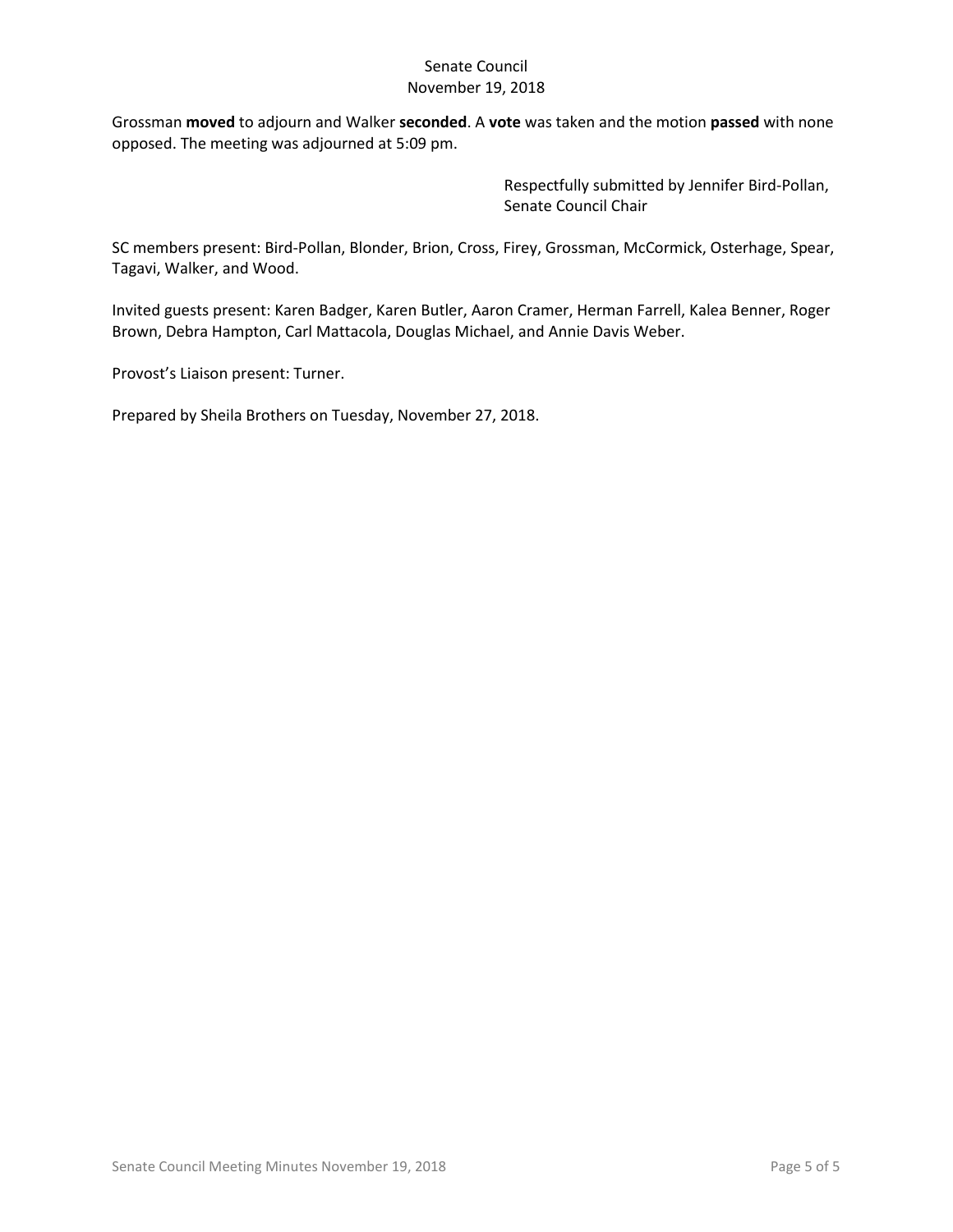Grossman **moved** to adjourn and Walker **seconded**. A **vote** was taken and the motion **passed** with none opposed. The meeting was adjourned at 5:09 pm.

Respectfully submitted by Jennifer Bird-Pollan,
Senate Council Chair

SC members present: Bird-Pollan, Blonder, Brion, Cross, Firey, Grossman, McCormick, Osterhage, Spear, Tagavi, Walker, and Wood.

Invited guests present: Karen Badger, Karen Butler, Aaron Cramer, Herman Farrell, Kalea Benner, Roger Brown, Debra Hampton, Carl Mattacola, Douglas Michael, and Annie Davis Weber.

Provost's Liaison present: Turner.

Prepared by Sheila Brothers on Tuesday, November 27, 2018.